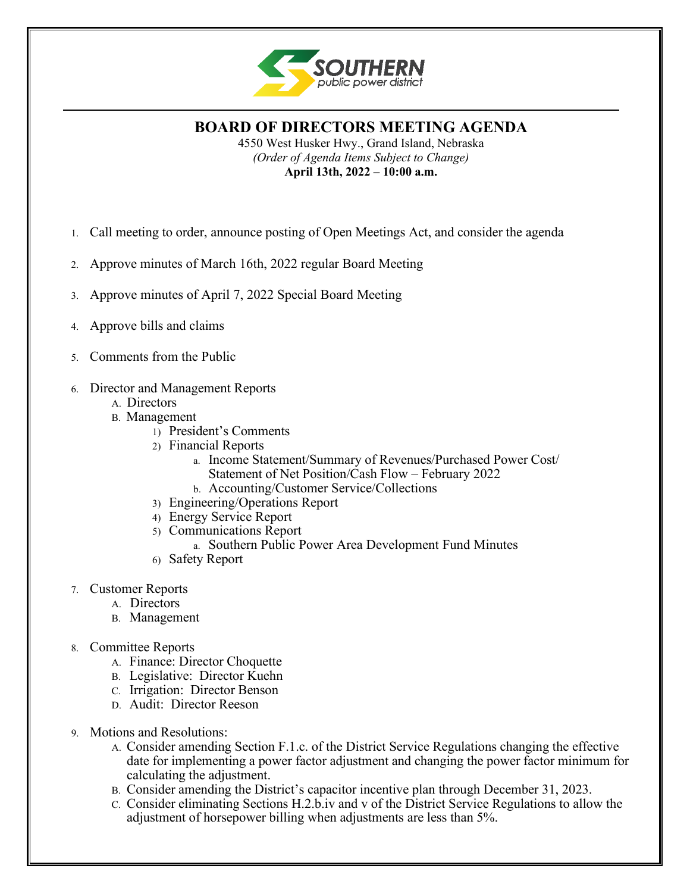SOUTHERN
public power district

# BOARD OF DIRECTORS MEETING AGENDA

4550 West Husker Hwy., Grand Island, Nebraska
*(Order of Agenda Items Subject to Change)*
**April 13th, 2022 – 10:00 a.m.**

1. Call meeting to order, announce posting of Open Meetings Act, and consider the agenda
2. Approve minutes of March 16th, 2022 regular Board Meeting
3. Approve minutes of April 7, 2022 Special Board Meeting
4. Approve bills and claims
5. Comments from the Public
6. Director and Management Reports
   - A. Directors
   - B. Management
     1) President's Comments
     2) Financial Reports
        - a. Income Statement/Summary of Revenues/Purchased Power Cost/ Statement of Net Position/Cash Flow – February 2022
        - b. Accounting/Customer Service/Collections
     3) Engineering/Operations Report
     4) Energy Service Report
     5) Communications Report
        - a. Southern Public Power Area Development Fund Minutes
     6) Safety Report
7. Customer Reports
   - A. Directors
   - B. Management
8. Committee Reports
   - A. Finance: Director Choquette
   - B. Legislative: Director Kuehn
   - C. Irrigation: Director Benson
   - D. Audit: Director Reeson
9. Motions and Resolutions:
   - A. Consider amending Section F.1.c. of the District Service Regulations changing the effective date for implementing a power factor adjustment and changing the power factor minimum for calculating the adjustment.
   - B. Consider amending the District's capacitor incentive plan through December 31, 2023.
   - C. Consider eliminating Sections H.2.b.iv and v of the District Service Regulations to allow the adjustment of horsepower billing when adjustments are less than 5%.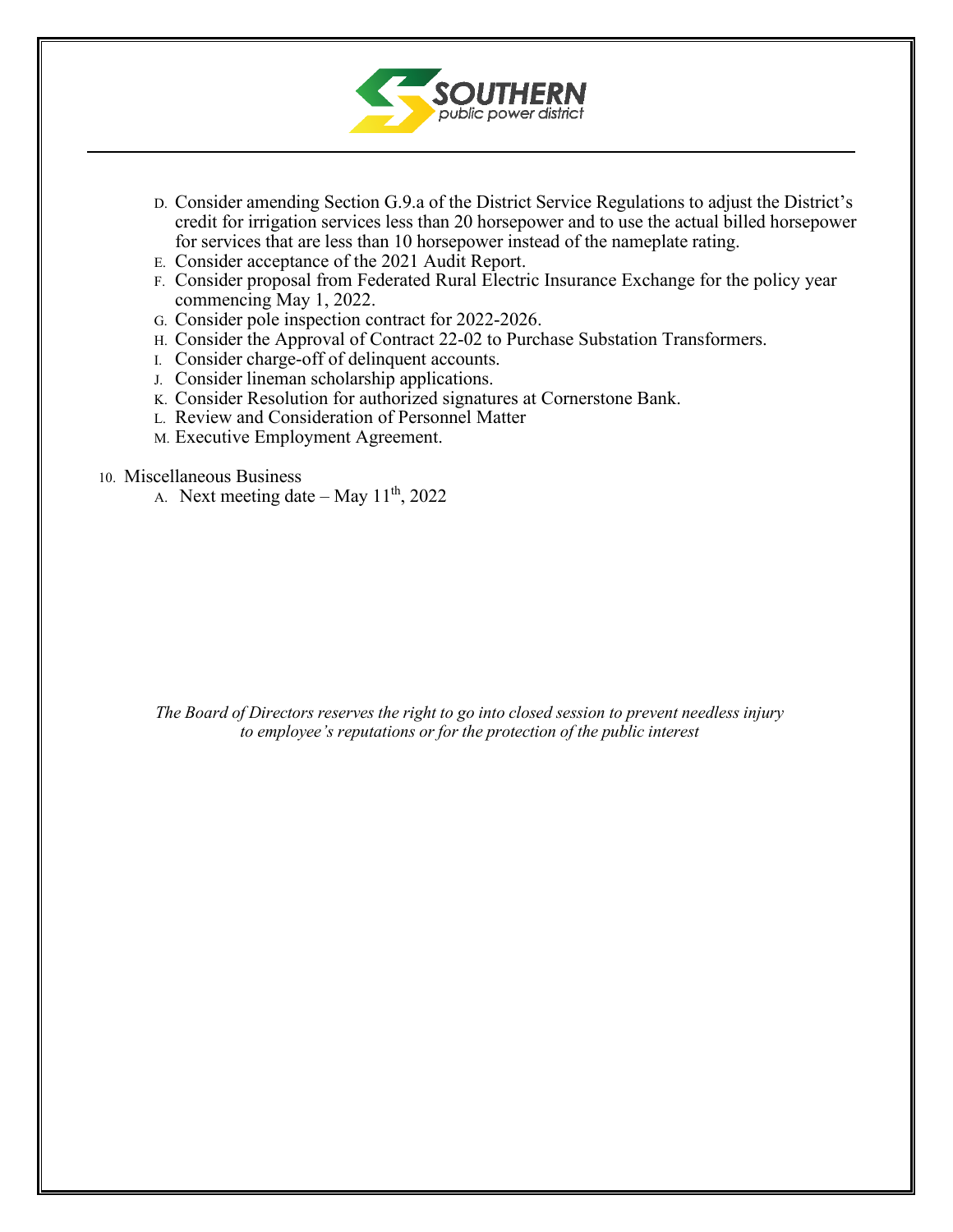D. Consider amending Section G.9.a of the District Service Regulations to adjust the District's credit for irrigation services less than 20 horsepower and to use the actual billed horsepower for services that are less than 10 horsepower instead of the nameplate rating.
E. Consider acceptance of the 2021 Audit Report.
F. Consider proposal from Federated Rural Electric Insurance Exchange for the policy year commencing May 1, 2022.
G. Consider pole inspection contract for 2022-2026.
H. Consider the Approval of Contract 22-02 to Purchase Substation Transformers.
I. Consider charge-off of delinquent accounts.
J. Consider lineman scholarship applications.
K. Consider Resolution for authorized signatures at Cornerstone Bank.
L. Review and Consideration of Personnel Matter
M. Executive Employment Agreement.

10. Miscellaneous Business
    A. Next meeting date – May 11th, 2022

*The Board of Directors reserves the right to go into closed session to prevent needless injury to employee's reputations or for the protection of the public interest*